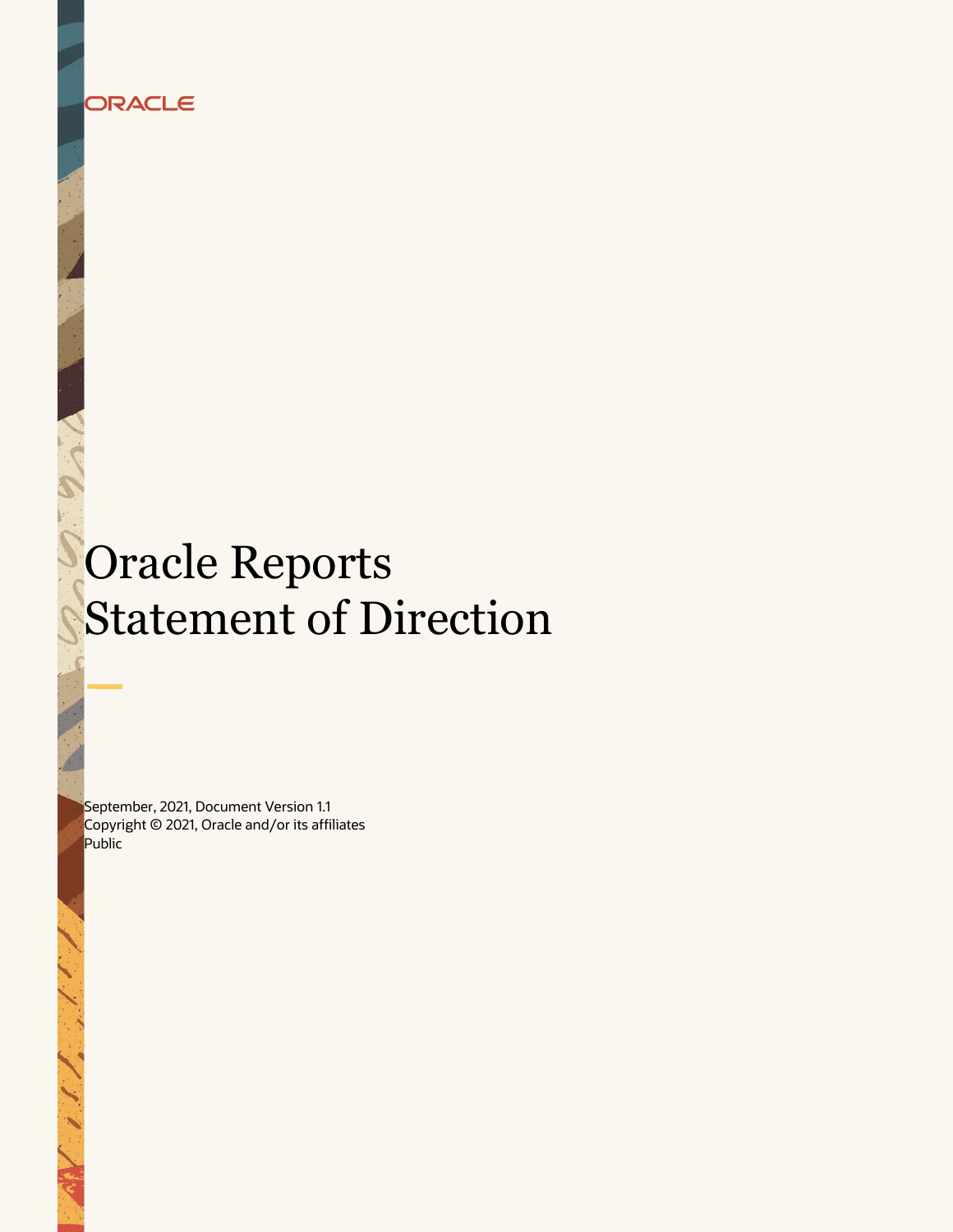ORACLE

# Oracle Reports Statement of Direction

September, 2021, Document Version 1.1
Copyright © 2021, Oracle and/or its affiliates
Public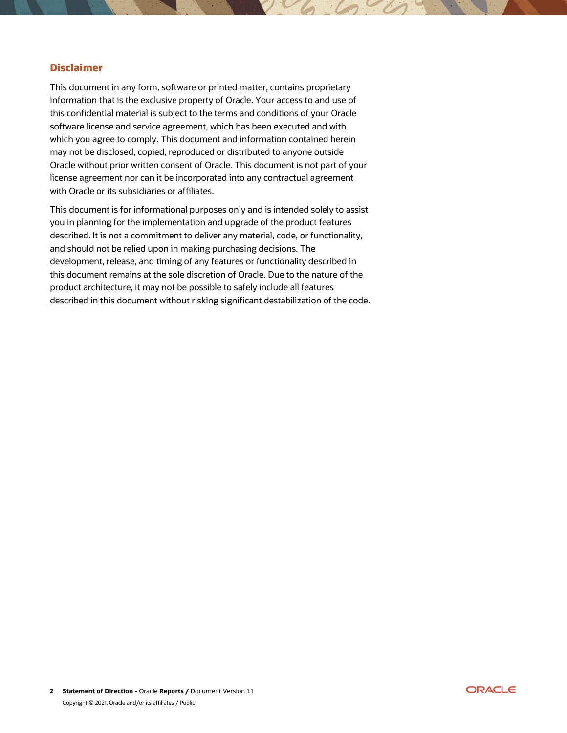## Disclaimer

This document in any form, software or printed matter, contains proprietary information that is the exclusive property of Oracle. Your access to and use of this confidential material is subject to the terms and conditions of your Oracle software license and service agreement, which has been executed and with which you agree to comply. This document and information contained herein may not be disclosed, copied, reproduced or distributed to anyone outside Oracle without prior written consent of Oracle. This document is not part of your license agreement nor can it be incorporated into any contractual agreement with Oracle or its subsidiaries or affiliates.

This document is for informational purposes only and is intended solely to assist you in planning for the implementation and upgrade of the product features described. It is not a commitment to deliver any material, code, or functionality, and should not be relied upon in making purchasing decisions. The development, release, and timing of any features or functionality described in this document remains at the sole discretion of Oracle. Due to the nature of the product architecture, it may not be possible to safely include all features described in this document without risking significant destabilization of the code.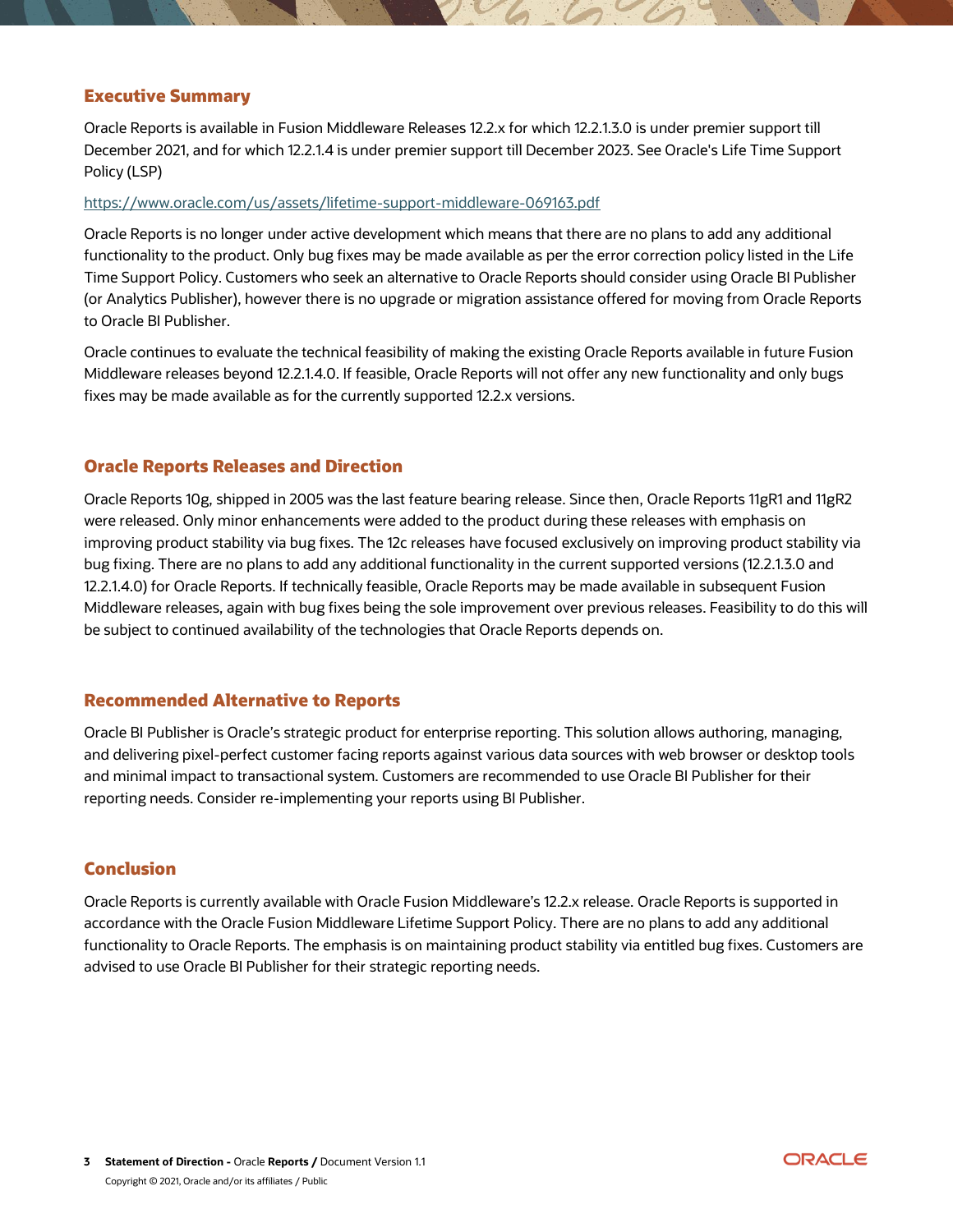## Executive Summary

Oracle Reports is available in Fusion Middleware Releases 12.2.x for which 12.2.1.3.0 is under premier support till December 2021, and for which 12.2.1.4 is under premier support till December 2023. See Oracle's Life Time Support Policy (LSP)

https://www.oracle.com/us/assets/lifetime-support-middleware-069163.pdf

Oracle Reports is no longer under active development which means that there are no plans to add any additional functionality to the product. Only bug fixes may be made available as per the error correction policy listed in the Life Time Support Policy. Customers who seek an alternative to Oracle Reports should consider using Oracle BI Publisher (or Analytics Publisher), however there is no upgrade or migration assistance offered for moving from Oracle Reports to Oracle BI Publisher.

Oracle continues to evaluate the technical feasibility of making the existing Oracle Reports available in future Fusion Middleware releases beyond 12.2.1.4.0. If feasible, Oracle Reports will not offer any new functionality and only bugs fixes may be made available as for the currently supported 12.2.x versions.

## Oracle Reports Releases and Direction

Oracle Reports 10g, shipped in 2005 was the last feature bearing release. Since then, Oracle Reports 11gR1 and 11gR2 were released. Only minor enhancements were added to the product during these releases with emphasis on improving product stability via bug fixes. The 12c releases have focused exclusively on improving product stability via bug fixing. There are no plans to add any additional functionality in the current supported versions (12.2.1.3.0 and 12.2.1.4.0) for Oracle Reports. If technically feasible, Oracle Reports may be made available in subsequent Fusion Middleware releases, again with bug fixes being the sole improvement over previous releases. Feasibility to do this will be subject to continued availability of the technologies that Oracle Reports depends on.

## Recommended Alternative to Reports

Oracle BI Publisher is Oracle's strategic product for enterprise reporting. This solution allows authoring, managing, and delivering pixel-perfect customer facing reports against various data sources with web browser or desktop tools and minimal impact to transactional system. Customers are recommended to use Oracle BI Publisher for their reporting needs. Consider re-implementing your reports using BI Publisher.

## Conclusion

Oracle Reports is currently available with Oracle Fusion Middleware's 12.2.x release. Oracle Reports is supported in accordance with the Oracle Fusion Middleware Lifetime Support Policy. There are no plans to add any additional functionality to Oracle Reports. The emphasis is on maintaining product stability via entitled bug fixes. Customers are advised to use Oracle BI Publisher for their strategic reporting needs.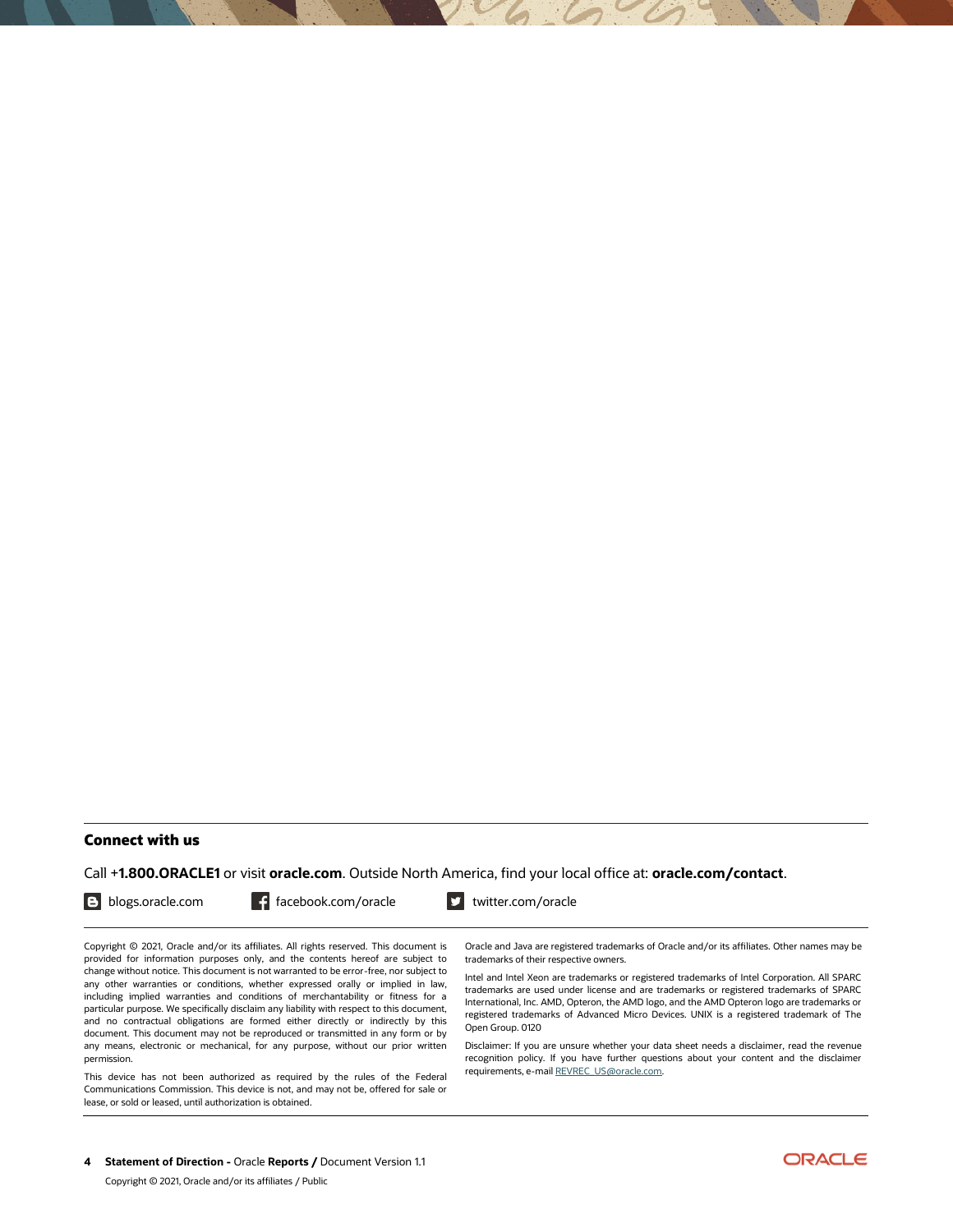## Connect with us

Call **+1.800.ORACLE1** or visit **oracle.com**. Outside North America, find your local office at: **oracle.com/contact**.

blogs.oracle.com    facebook.com/oracle    twitter.com/oracle

Copyright © 2021, Oracle and/or its affiliates. All rights reserved. This document is provided for information purposes only, and the contents hereof are subject to change without notice. This document is not warranted to be error-free, nor subject to any other warranties or conditions, whether expressed orally or implied in law, including implied warranties and conditions of merchantability or fitness for a particular purpose. We specifically disclaim any liability with respect to this document, and no contractual obligations are formed either directly or indirectly by this document. This document may not be reproduced or transmitted in any form or by any means, electronic or mechanical, for any purpose, without our prior written permission.

This device has not been authorized as required by the rules of the Federal Communications Commission. This device is not, and may not be, offered for sale or lease, or sold or leased, until authorization is obtained.

Oracle and Java are registered trademarks of Oracle and/or its affiliates. Other names may be trademarks of their respective owners.

Intel and Intel Xeon are trademarks or registered trademarks of Intel Corporation. All SPARC trademarks are used under license and are trademarks or registered trademarks of SPARC International, Inc. AMD, Opteron, the AMD logo, and the AMD Opteron logo are trademarks or registered trademarks of Advanced Micro Devices. UNIX is a registered trademark of The Open Group. 0120

Disclaimer: If you are unsure whether your data sheet needs a disclaimer, read the revenue recognition policy. If you have further questions about your content and the disclaimer requirements, e-mail REVREC_US@oracle.com.